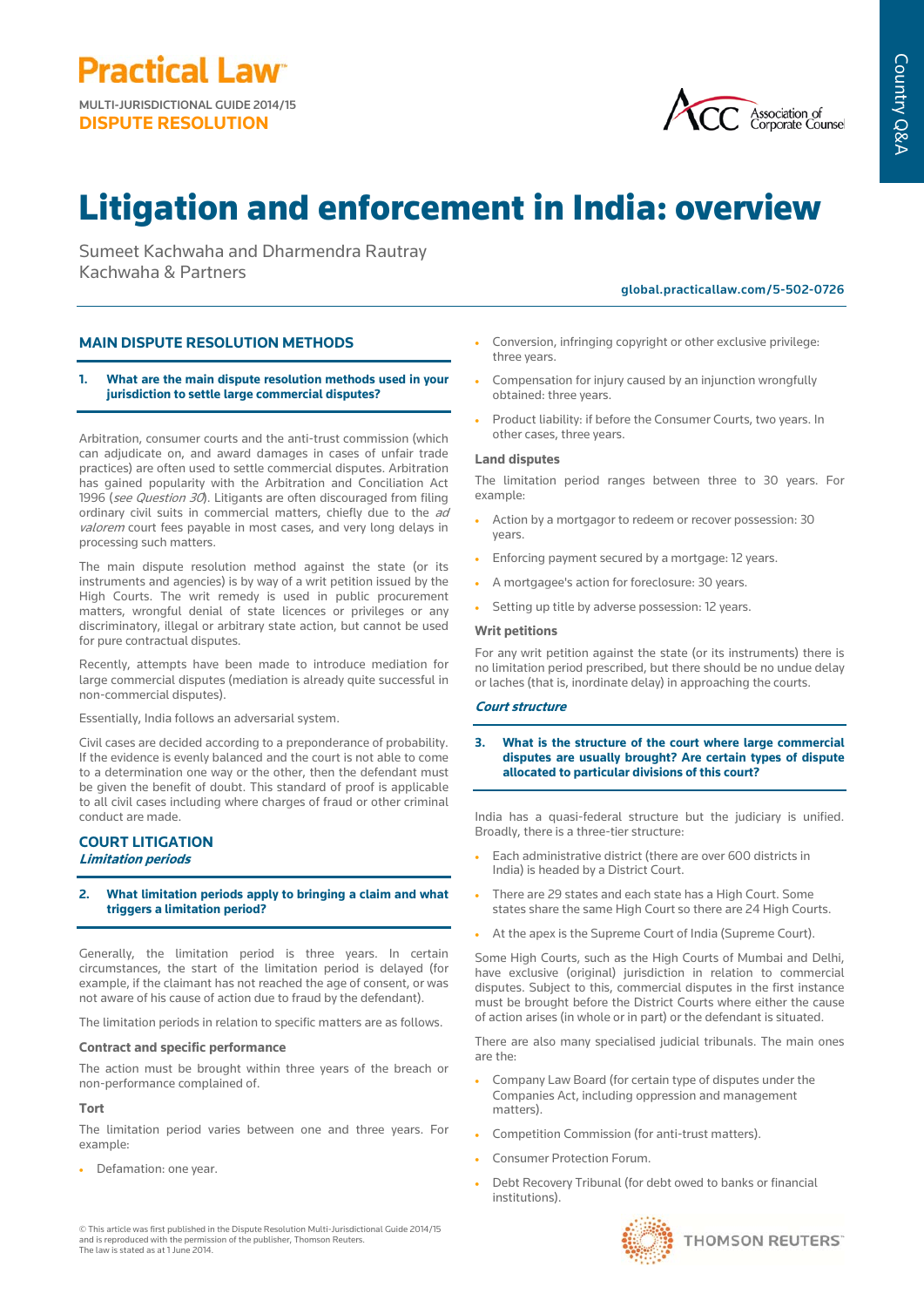Practical Law

MULTI-JURISDICTIONAL GUIDE 2014/15
DISPUTE RESOLUTION

# Litigation and enforcement in India: overview

Sumeet Kachwaha and Dharmendra Rautray
Kachwaha & Partners

global.practicallaw.com/5-502-0726

## MAIN DISPUTE RESOLUTION METHODS

**1. What are the main dispute resolution methods used in your jurisdiction to settle large commercial disputes?**

Arbitration, consumer courts and the anti-trust commission (which can adjudicate on, and award damages in cases of unfair trade practices) are often used to settle commercial disputes. Arbitration has gained popularity with the Arbitration and Conciliation Act 1996 (*see Question 30*). Litigants are often discouraged from filing ordinary civil suits in commercial matters, chiefly due to the *ad valorem* court fees payable in most cases, and very long delays in processing such matters.

The main dispute resolution method against the state (or its instruments and agencies) is by way of a writ petition issued by the High Courts. The writ remedy is used in public procurement matters, wrongful denial of state licences or privileges or any discriminatory, illegal or arbitrary state action, but cannot be used for pure contractual disputes.

Recently, attempts have been made to introduce mediation for large commercial disputes (mediation is already quite successful in non-commercial disputes).

Essentially, India follows an adversarial system.

Civil cases are decided according to a preponderance of probability. If the evidence is evenly balanced and the court is not able to come to a determination one way or the other, then the defendant must be given the benefit of doubt. This standard of proof is applicable to all civil cases including where charges of fraud or other criminal conduct are made.

## COURT LITIGATION

### *Limitation periods*

**2. What limitation periods apply to bringing a claim and what triggers a limitation period?**

Generally, the limitation period is three years. In certain circumstances, the start of the limitation period is delayed (for example, if the claimant has not reached the age of consent, or was not aware of his cause of action due to fraud by the defendant).

The limitation periods in relation to specific matters are as follows.

**Contract and specific performance**

The action must be brought within three years of the breach or non-performance complained of.

**Tort**

The limitation period varies between one and three years. For example:

- Defamation: one year.
- Conversion, infringing copyright or other exclusive privilege: three years.
- Compensation for injury caused by an injunction wrongfully obtained: three years.
- Product liability: if before the Consumer Courts, two years. In other cases, three years.

**Land disputes**

The limitation period ranges between three to 30 years. For example:

- Action by a mortgagor to redeem or recover possession: 30 years.
- Enforcing payment secured by a mortgage: 12 years.
- A mortgagee's action for foreclosure: 30 years.
- Setting up title by adverse possession: 12 years.

**Writ petitions**

For any writ petition against the state (or its instruments) there is no limitation period prescribed, but there should be no undue delay or laches (that is, inordinate delay) in approaching the courts.

### *Court structure*

**3. What is the structure of the court where large commercial disputes are usually brought? Are certain types of dispute allocated to particular divisions of this court?**

India has a quasi-federal structure but the judiciary is unified. Broadly, there is a three-tier structure:

- Each administrative district (there are over 600 districts in India) is headed by a District Court.
- There are 29 states and each state has a High Court. Some states share the same High Court so there are 24 High Courts.
- At the apex is the Supreme Court of India (Supreme Court).

Some High Courts, such as the High Courts of Mumbai and Delhi, have exclusive (original) jurisdiction in relation to commercial disputes. Subject to this, commercial disputes in the first instance must be brought before the District Courts where either the cause of action arises (in whole or in part) or the defendant is situated.

There are also many specialised judicial tribunals. The main ones are the:

- Company Law Board (for certain type of disputes under the Companies Act, including oppression and management matters).
- Competition Commission (for anti-trust matters).
- Consumer Protection Forum.
- Debt Recovery Tribunal (for debt owed to banks or financial institutions).

© This article was first published in the Dispute Resolution Multi-Jurisdictional Guide 2014/15 and is reproduced with the permission of the publisher, Thomson Reuters. The law is stated as at 1 June 2014.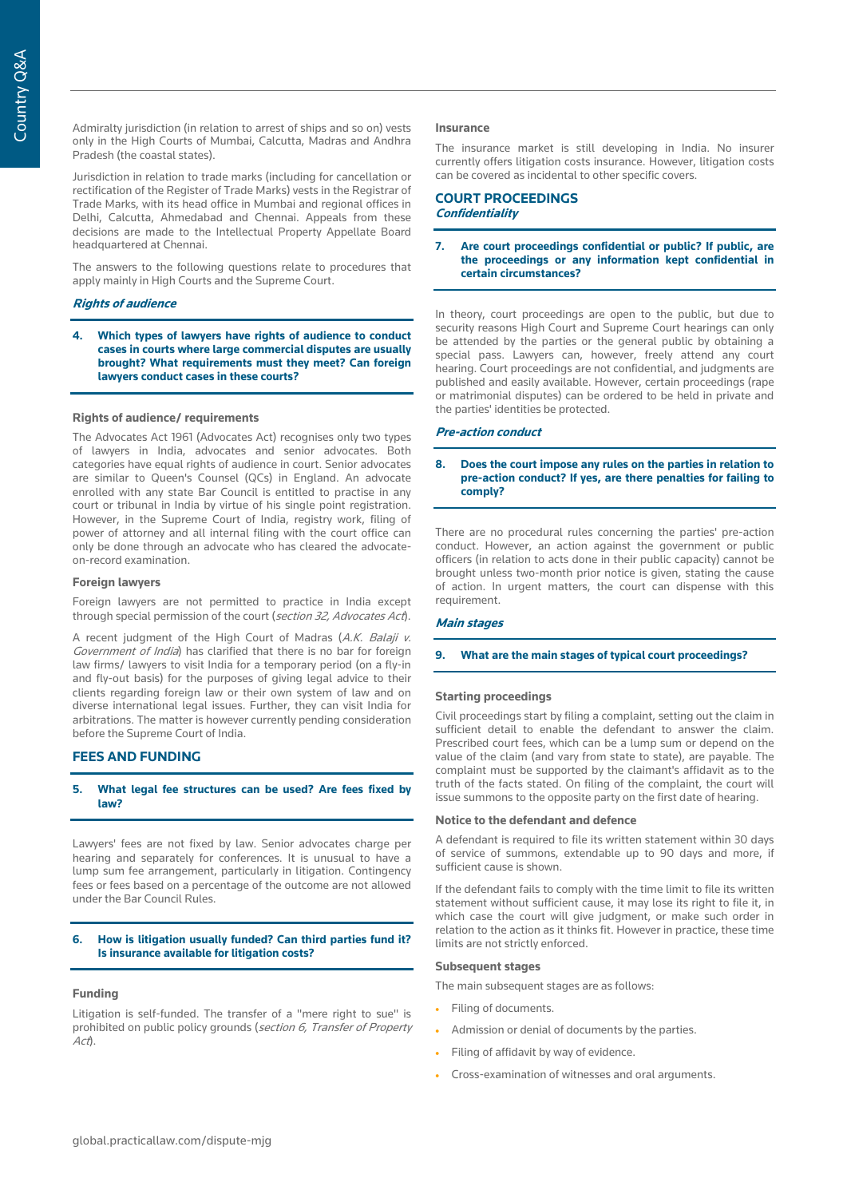Admiralty jurisdiction (in relation to arrest of ships and so on) vests only in the High Courts of Mumbai, Calcutta, Madras and Andhra Pradesh (the coastal states).

Jurisdiction in relation to trade marks (including for cancellation or rectification of the Register of Trade Marks) vests in the Registrar of Trade Marks, with its head office in Mumbai and regional offices in Delhi, Calcutta, Ahmedabad and Chennai. Appeals from these decisions are made to the Intellectual Property Appellate Board headquartered at Chennai.

The answers to the following questions relate to procedures that apply mainly in High Courts and the Supreme Court.

### *Rights of audience*

**4. Which types of lawyers have rights of audience to conduct cases in courts where large commercial disputes are usually brought? What requirements must they meet? Can foreign lawyers conduct cases in these courts?**

#### Rights of audience/ requirements

The Advocates Act 1961 (Advocates Act) recognises only two types of lawyers in India, advocates and senior advocates. Both categories have equal rights of audience in court. Senior advocates are similar to Queen's Counsel (QCs) in England. An advocate enrolled with any state Bar Council is entitled to practise in any court or tribunal in India by virtue of his single point registration. However, in the Supreme Court of India, registry work, filing of power of attorney and all internal filing with the court office can only be done through an advocate who has cleared the advocate-on-record examination.

#### Foreign lawyers

Foreign lawyers are not permitted to practice in India except through special permission of the court (*section 32, Advocates Act*).

A recent judgment of the High Court of Madras (*A.K. Balaji v. Government of India*) has clarified that there is no bar for foreign law firms/ lawyers to visit India for a temporary period (on a fly-in and fly-out basis) for the purposes of giving legal advice to their clients regarding foreign law or their own system of law and on diverse international legal issues. Further, they can visit India for arbitrations. The matter is however currently pending consideration before the Supreme Court of India.

## FEES AND FUNDING

**5. What legal fee structures can be used? Are fees fixed by law?**

Lawyers' fees are not fixed by law. Senior advocates charge per hearing and separately for conferences. It is unusual to have a lump sum fee arrangement, particularly in litigation. Contingency fees or fees based on a percentage of the outcome are not allowed under the Bar Council Rules.

**6. How is litigation usually funded? Can third parties fund it? Is insurance available for litigation costs?**

#### Funding

Litigation is self-funded. The transfer of a "mere right to sue" is prohibited on public policy grounds (*section 6, Transfer of Property Act*).

#### Insurance

The insurance market is still developing in India. No insurer currently offers litigation costs insurance. However, litigation costs can be covered as incidental to other specific covers.

## COURT PROCEEDINGS

### *Confidentiality*

**7. Are court proceedings confidential or public? If public, are the proceedings or any information kept confidential in certain circumstances?**

In theory, court proceedings are open to the public, but due to security reasons High Court and Supreme Court hearings can only be attended by the parties or the general public by obtaining a special pass. Lawyers can, however, freely attend any court hearing. Court proceedings are not confidential, and judgments are published and easily available. However, certain proceedings (rape or matrimonial disputes) can be ordered to be held in private and the parties' identities be protected.

### *Pre-action conduct*

**8. Does the court impose any rules on the parties in relation to pre-action conduct? If yes, are there penalties for failing to comply?**

There are no procedural rules concerning the parties' pre-action conduct. However, an action against the government or public officers (in relation to acts done in their public capacity) cannot be brought unless two-month prior notice is given, stating the cause of action. In urgent matters, the court can dispense with this requirement.

### *Main stages*

**9. What are the main stages of typical court proceedings?**

#### Starting proceedings

Civil proceedings start by filing a complaint, setting out the claim in sufficient detail to enable the defendant to answer the claim. Prescribed court fees, which can be a lump sum or depend on the value of the claim (and vary from state to state), are payable. The complaint must be supported by the claimant's affidavit as to the truth of the facts stated. On filing of the complaint, the court will issue summons to the opposite party on the first date of hearing.

#### Notice to the defendant and defence

A defendant is required to file its written statement within 30 days of service of summons, extendable up to 90 days and more, if sufficient cause is shown.

If the defendant fails to comply with the time limit to file its written statement without sufficient cause, it may lose its right to file it, in which case the court will give judgment, or make such order in relation to the action as it thinks fit. However in practice, these time limits are not strictly enforced.

#### Subsequent stages

The main subsequent stages are as follows:

- Filing of documents.
- Admission or denial of documents by the parties.
- Filing of affidavit by way of evidence.
- Cross-examination of witnesses and oral arguments.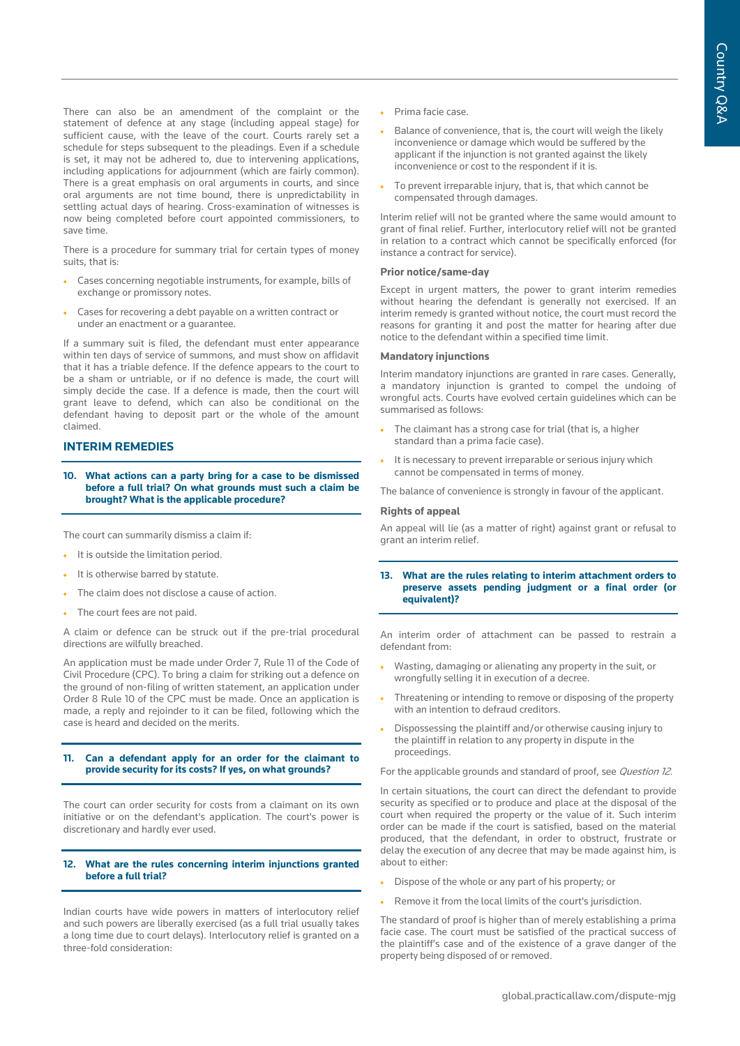There can also be an amendment of the complaint or the statement of defence at any stage (including appeal stage) for sufficient cause, with the leave of the court. Courts rarely set a schedule for steps subsequent to the pleadings. Even if a schedule is set, it may not be adhered to, due to intervening applications, including applications for adjournment (which are fairly common). There is a great emphasis on oral arguments in courts, and since oral arguments are not time bound, there is unpredictability in settling actual days of hearing. Cross-examination of witnesses is now being completed before court appointed commissioners, to save time.

There is a procedure for summary trial for certain types of money suits, that is:

- Cases concerning negotiable instruments, for example, bills of exchange or promissory notes.
- Cases for recovering a debt payable on a written contract or under an enactment or a guarantee.

If a summary suit is filed, the defendant must enter appearance within ten days of service of summons, and must show on affidavit that it has a triable defence. If the defence appears to the court to be a sham or untriable, or if no defence is made, the court will simply decide the case. If a defence is made, then the court will grant leave to defend, which can also be conditional on the defendant having to deposit part or the whole of the amount claimed.

## INTERIM REMEDIES

### 10. What actions can a party bring for a case to be dismissed before a full trial? On what grounds must such a claim be brought? What is the applicable procedure?

The court can summarily dismiss a claim if:

- It is outside the limitation period.
- It is otherwise barred by statute.
- The claim does not disclose a cause of action.
- The court fees are not paid.

A claim or defence can be struck out if the pre-trial procedural directions are wilfully breached.

An application must be made under Order 7, Rule 11 of the Code of Civil Procedure (CPC). To bring a claim for striking out a defence on the ground of non-filing of written statement, an application under Order 8 Rule 10 of the CPC must be made. Once an application is made, a reply and rejoinder to it can be filed, following which the case is heard and decided on the merits.

### 11. Can a defendant apply for an order for the claimant to provide security for its costs? If yes, on what grounds?

The court can order security for costs from a claimant on its own initiative or on the defendant's application. The court's power is discretionary and hardly ever used.

### 12. What are the rules concerning interim injunctions granted before a full trial?

Indian courts have wide powers in matters of interlocutory relief and such powers are liberally exercised (as a full trial usually takes a long time due to court delays). Interlocutory relief is granted on a three-fold consideration:

- Prima facie case.
- Balance of convenience, that is, the court will weigh the likely inconvenience or damage which would be suffered by the applicant if the injunction is not granted against the likely inconvenience or cost to the respondent if it is.
- To prevent irreparable injury, that is, that which cannot be compensated through damages.

Interim relief will not be granted where the same would amount to grant of final relief. Further, interlocutory relief will not be granted in relation to a contract which cannot be specifically enforced (for instance a contract for service).

**Prior notice/same-day**

Except in urgent matters, the power to grant interim remedies without hearing the defendant is generally not exercised. If an interim remedy is granted without notice, the court must record the reasons for granting it and post the matter for hearing after due notice to the defendant within a specified time limit.

**Mandatory injunctions**

Interim mandatory injunctions are granted in rare cases. Generally, a mandatory injunction is granted to compel the undoing of wrongful acts. Courts have evolved certain guidelines which can be summarised as follows:

- The claimant has a strong case for trial (that is, a higher standard than a prima facie case).
- It is necessary to prevent irreparable or serious injury which cannot be compensated in terms of money.

The balance of convenience is strongly in favour of the applicant.

**Rights of appeal**

An appeal will lie (as a matter of right) against grant or refusal to grant an interim relief.

### 13. What are the rules relating to interim attachment orders to preserve assets pending judgment or a final order (or equivalent)?

An interim order of attachment can be passed to restrain a defendant from:

- Wasting, damaging or alienating any property in the suit, or wrongfully selling it in execution of a decree.
- Threatening or intending to remove or disposing of the property with an intention to defraud creditors.
- Dispossessing the plaintiff and/or otherwise causing injury to the plaintiff in relation to any property in dispute in the proceedings.

For the applicable grounds and standard of proof, see *Question 12*.

In certain situations, the court can direct the defendant to provide security as specified or to produce and place at the disposal of the court when required the property or the value of it. Such interim order can be made if the court is satisfied, based on the material produced, that the defendant, in order to obstruct, frustrate or delay the execution of any decree that may be made against him, is about to either:

- Dispose of the whole or any part of his property; or
- Remove it from the local limits of the court's jurisdiction.

The standard of proof is higher than of merely establishing a prima facie case. The court must be satisfied of the practical success of the plaintiff's case and of the existence of a grave danger of the property being disposed of or removed.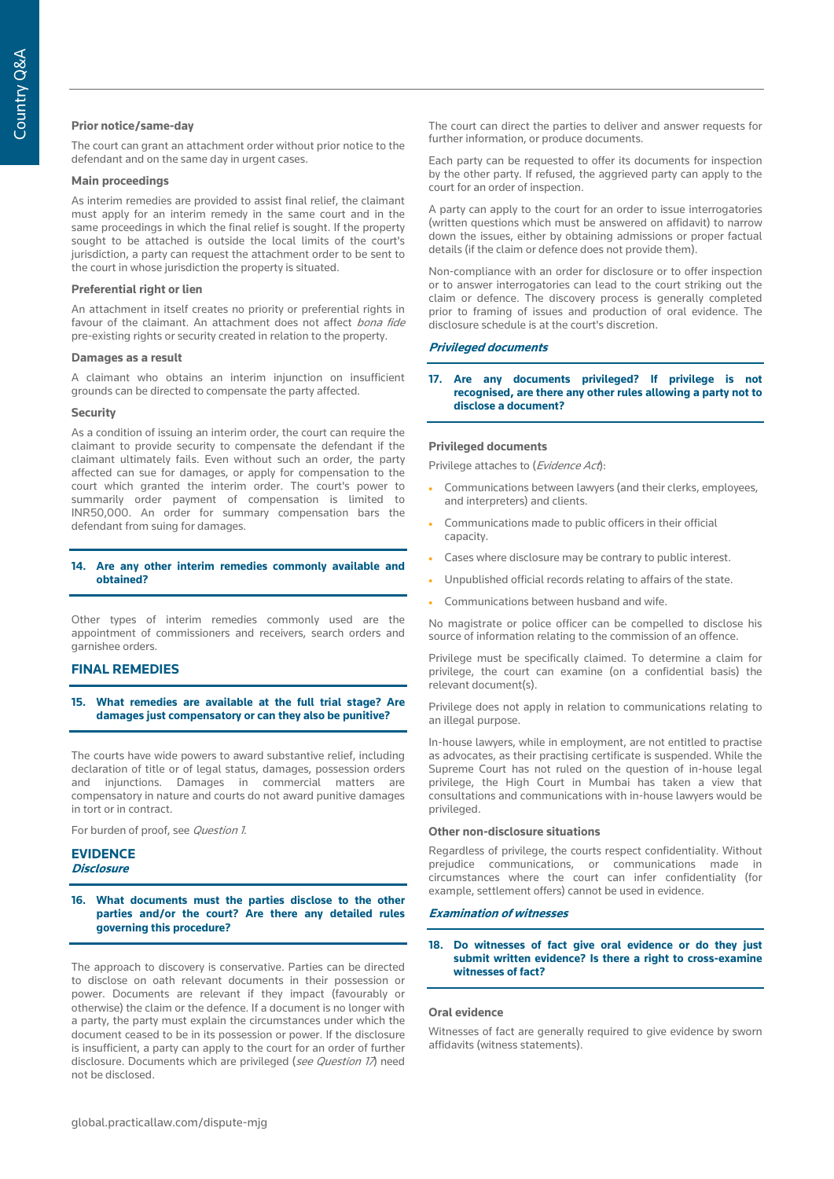#### Prior notice/same-day

The court can grant an attachment order without prior notice to the defendant and on the same day in urgent cases.

#### Main proceedings

As interim remedies are provided to assist final relief, the claimant must apply for an interim remedy in the same court and in the same proceedings in which the final relief is sought. If the property sought to be attached is outside the local limits of the court's jurisdiction, a party can request the attachment order to be sent to the court in whose jurisdiction the property is situated.

#### Preferential right or lien

An attachment in itself creates no priority or preferential rights in favour of the claimant. An attachment does not affect *bona fide* pre-existing rights or security created in relation to the property.

#### Damages as a result

A claimant who obtains an interim injunction on insufficient grounds can be directed to compensate the party affected.

#### Security

As a condition of issuing an interim order, the court can require the claimant to provide security to compensate the defendant if the claimant ultimately fails. Even without such an order, the party affected can sue for damages, or apply for compensation to the court which granted the interim order. The court's power to summarily order payment of compensation is limited to INR50,000. An order for summary compensation bars the defendant from suing for damages.

### 14. Are any other interim remedies commonly available and obtained?

Other types of interim remedies commonly used are the appointment of commissioners and receivers, search orders and garnishee orders.

## FINAL REMEDIES

### 15. What remedies are available at the full trial stage? Are damages just compensatory or can they also be punitive?

The courts have wide powers to award substantive relief, including declaration of title or of legal status, damages, possession orders and injunctions. Damages in commercial matters are compensatory in nature and courts do not award punitive damages in tort or in contract.

For burden of proof, see *Question 1*.

## EVIDENCE

### *Disclosure*

### 16. What documents must the parties disclose to the other parties and/or the court? Are there any detailed rules governing this procedure?

The approach to discovery is conservative. Parties can be directed to disclose on oath relevant documents in their possession or power. Documents are relevant if they impact (favourably or otherwise) the claim or the defence. If a document is no longer with a party, the party must explain the circumstances under which the document ceased to be in its possession or power. If the disclosure is insufficient, a party can apply to the court for an order of further disclosure. Documents which are privileged (*see Question 17*) need not be disclosed.

The court can direct the parties to deliver and answer requests for further information, or produce documents.

Each party can be requested to offer its documents for inspection by the other party. If refused, the aggrieved party can apply to the court for an order of inspection.

A party can apply to the court for an order to issue interrogatories (written questions which must be answered on affidavit) to narrow down the issues, either by obtaining admissions or proper factual details (if the claim or defence does not provide them).

Non-compliance with an order for disclosure or to offer inspection or to answer interrogatories can lead to the court striking out the claim or defence. The discovery process is generally completed prior to framing of issues and production of oral evidence. The disclosure schedule is at the court's discretion.

### *Privileged documents*

### 17. Are any documents privileged? If privilege is not recognised, are there any other rules allowing a party not to disclose a document?

#### Privileged documents

Privilege attaches to (*Evidence Act*):

- Communications between lawyers (and their clerks, employees, and interpreters) and clients.
- Communications made to public officers in their official capacity.
- Cases where disclosure may be contrary to public interest.
- Unpublished official records relating to affairs of the state.
- Communications between husband and wife.

No magistrate or police officer can be compelled to disclose his source of information relating to the commission of an offence.

Privilege must be specifically claimed. To determine a claim for privilege, the court can examine (on a confidential basis) the relevant document(s).

Privilege does not apply in relation to communications relating to an illegal purpose.

In-house lawyers, while in employment, are not entitled to practise as advocates, as their practising certificate is suspended. While the Supreme Court has not ruled on the question of in-house legal privilege, the High Court in Mumbai has taken a view that consultations and communications with in-house lawyers would be privileged.

#### Other non-disclosure situations

Regardless of privilege, the courts respect confidentiality. Without prejudice communications, or communications made in circumstances where the court can infer confidentiality (for example, settlement offers) cannot be used in evidence.

### *Examination of witnesses*

### 18. Do witnesses of fact give oral evidence or do they just submit written evidence? Is there a right to cross-examine witnesses of fact?

#### Oral evidence

Witnesses of fact are generally required to give evidence by sworn affidavits (witness statements).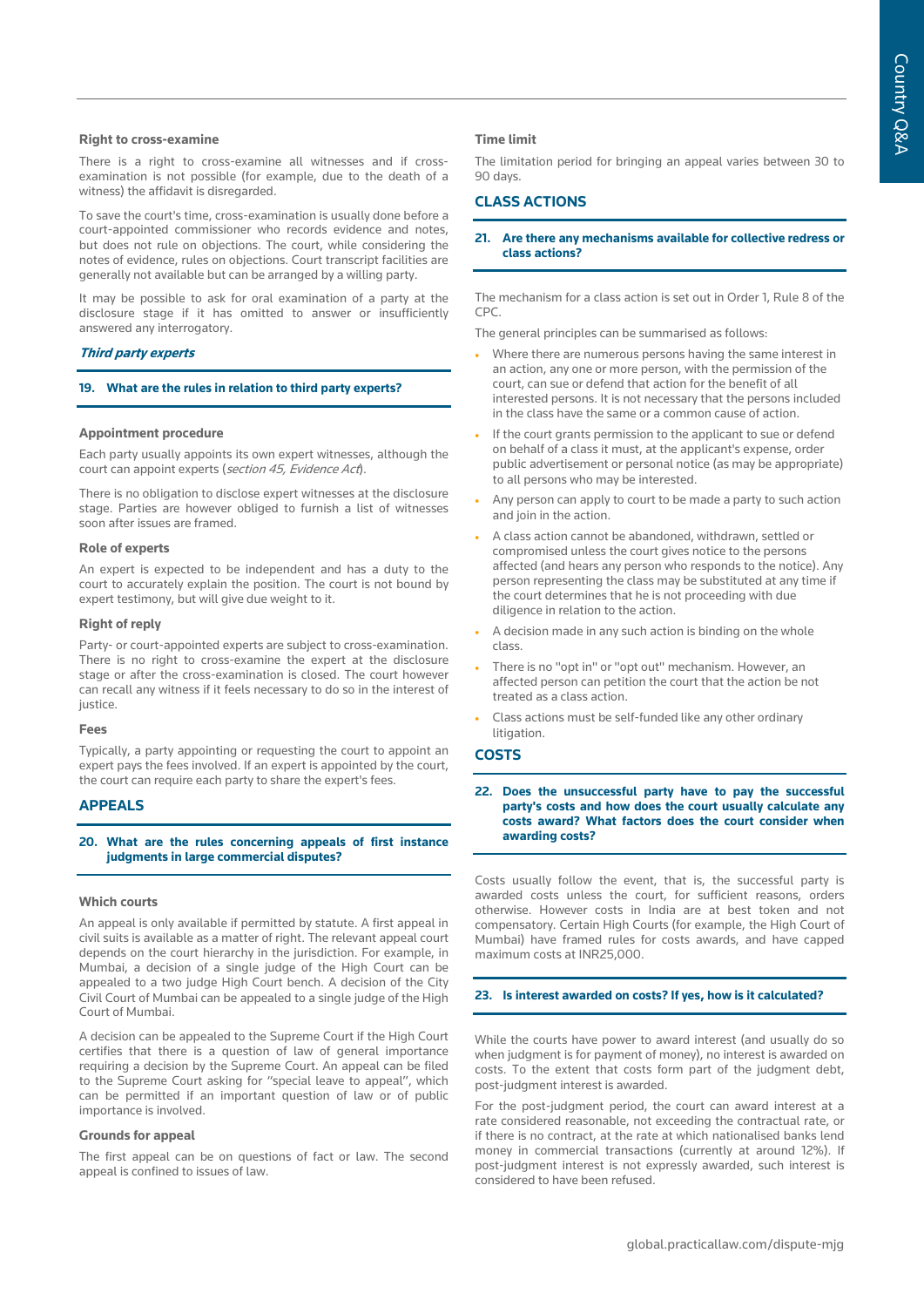#### Right to cross-examine

There is a right to cross-examine all witnesses and if cross-examination is not possible (for example, due to the death of a witness) the affidavit is disregarded.

To save the court's time, cross-examination is usually done before a court-appointed commissioner who records evidence and notes, but does not rule on objections. The court, while considering the notes of evidence, rules on objections. Court transcript facilities are generally not available but can be arranged by a willing party.

It may be possible to ask for oral examination of a party at the disclosure stage if it has omitted to answer or insufficiently answered any interrogatory.

### *Third party experts*

#### 19. What are the rules in relation to third party experts?

#### Appointment procedure

Each party usually appoints its own expert witnesses, although the court can appoint experts (*section 45, Evidence Act*).

There is no obligation to disclose expert witnesses at the disclosure stage. Parties are however obliged to furnish a list of witnesses soon after issues are framed.

#### Role of experts

An expert is expected to be independent and has a duty to the court to accurately explain the position. The court is not bound by expert testimony, but will give due weight to it.

#### Right of reply

Party- or court-appointed experts are subject to cross-examination. There is no right to cross-examine the expert at the disclosure stage or after the cross-examination is closed. The court however can recall any witness if it feels necessary to do so in the interest of justice.

#### Fees

Typically, a party appointing or requesting the court to appoint an expert pays the fees involved. If an expert is appointed by the court, the court can require each party to share the expert's fees.

## APPEALS

#### 20. What are the rules concerning appeals of first instance judgments in large commercial disputes?

#### Which courts

An appeal is only available if permitted by statute. A first appeal in civil suits is available as a matter of right. The relevant appeal court depends on the court hierarchy in the jurisdiction. For example, in Mumbai, a decision of a single judge of the High Court can be appealed to a two judge High Court bench. A decision of the City Civil Court of Mumbai can be appealed to a single judge of the High Court of Mumbai.

A decision can be appealed to the Supreme Court if the High Court certifies that there is a question of law of general importance requiring a decision by the Supreme Court. An appeal can be filed to the Supreme Court asking for "special leave to appeal", which can be permitted if an important question of law or of public importance is involved.

#### Grounds for appeal

The first appeal can be on questions of fact or law. The second appeal is confined to issues of law.

#### Time limit

The limitation period for bringing an appeal varies between 30 to 90 days.

## CLASS ACTIONS

#### 21. Are there any mechanisms available for collective redress or class actions?

The mechanism for a class action is set out in Order 1, Rule 8 of the CPC.

The general principles can be summarised as follows:

- Where there are numerous persons having the same interest in an action, any one or more person, with the permission of the court, can sue or defend that action for the benefit of all interested persons. It is not necessary that the persons included in the class have the same or a common cause of action.
- If the court grants permission to the applicant to sue or defend on behalf of a class it must, at the applicant's expense, order public advertisement or personal notice (as may be appropriate) to all persons who may be interested.
- Any person can apply to court to be made a party to such action and join in the action.
- A class action cannot be abandoned, withdrawn, settled or compromised unless the court gives notice to the persons affected (and hears any person who responds to the notice). Any person representing the class may be substituted at any time if the court determines that he is not proceeding with due diligence in relation to the action.
- A decision made in any such action is binding on the whole class.
- There is no "opt in" or "opt out" mechanism. However, an affected person can petition the court that the action be not treated as a class action.
- Class actions must be self-funded like any other ordinary litigation.

## COSTS

#### 22. Does the unsuccessful party have to pay the successful party's costs and how does the court usually calculate any costs award? What factors does the court consider when awarding costs?

Costs usually follow the event, that is, the successful party is awarded costs unless the court, for sufficient reasons, orders otherwise. However costs in India are at best token and not compensatory. Certain High Courts (for example, the High Court of Mumbai) have framed rules for costs awards, and have capped maximum costs at INR25,000.

#### 23. Is interest awarded on costs? If yes, how is it calculated?

While the courts have power to award interest (and usually do so when judgment is for payment of money), no interest is awarded on costs. To the extent that costs form part of the judgment debt, post-judgment interest is awarded.

For the post-judgment period, the court can award interest at a rate considered reasonable, not exceeding the contractual rate, or if there is no contract, at the rate at which nationalised banks lend money in commercial transactions (currently at around 12%). If post-judgment interest is not expressly awarded, such interest is considered to have been refused.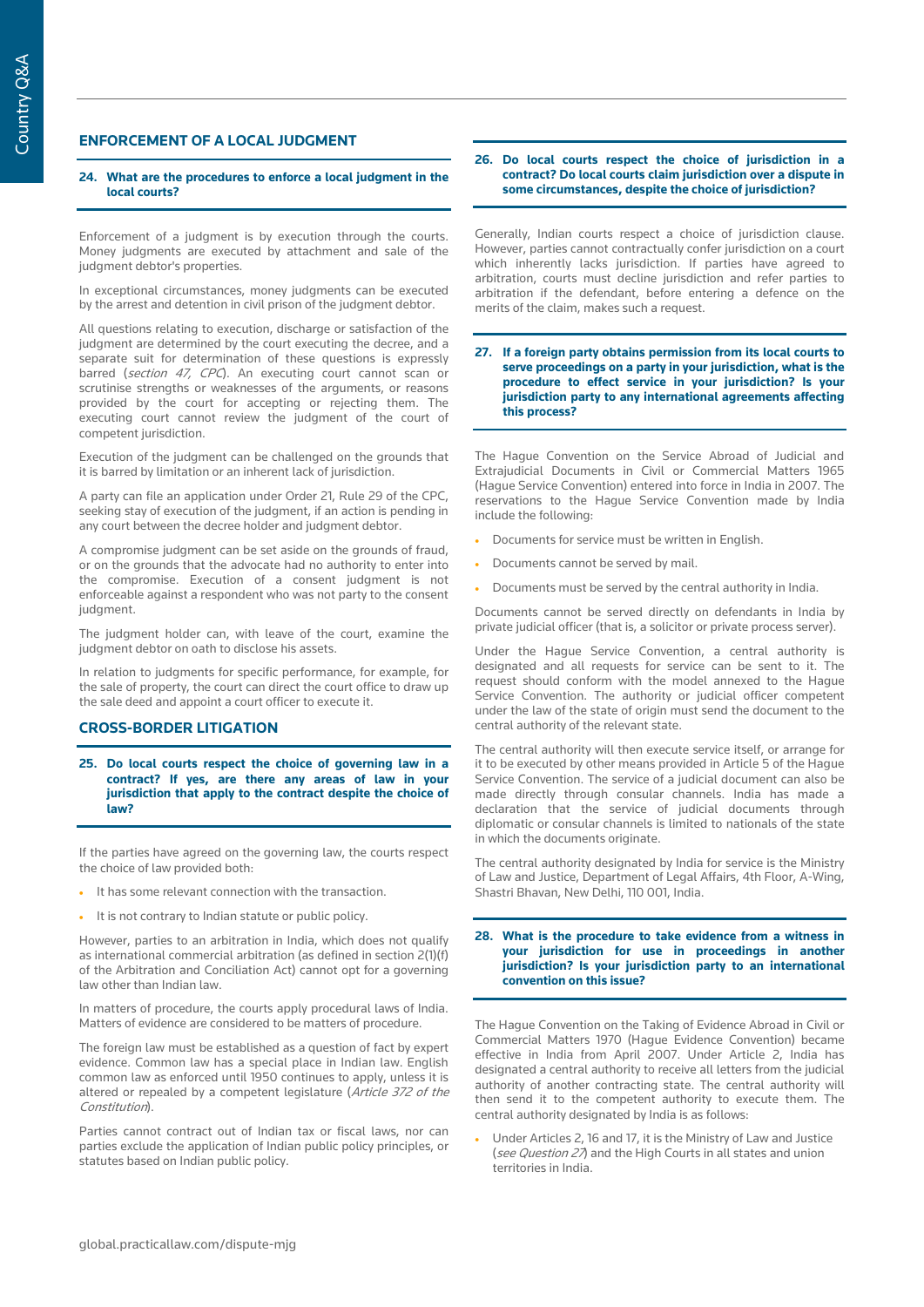## ENFORCEMENT OF A LOCAL JUDGMENT

### 24. What are the procedures to enforce a local judgment in the local courts?

Enforcement of a judgment is by execution through the courts. Money judgments are executed by attachment and sale of the judgment debtor's properties.

In exceptional circumstances, money judgments can be executed by the arrest and detention in civil prison of the judgment debtor.

All questions relating to execution, discharge or satisfaction of the judgment are determined by the court executing the decree, and a separate suit for determination of these questions is expressly barred (*section 47, CPC*). An executing court cannot scan or scrutinise strengths or weaknesses of the arguments, or reasons provided by the court for accepting or rejecting them. The executing court cannot review the judgment of the court of competent jurisdiction.

Execution of the judgment can be challenged on the grounds that it is barred by limitation or an inherent lack of jurisdiction.

A party can file an application under Order 21, Rule 29 of the CPC, seeking stay of execution of the judgment, if an action is pending in any court between the decree holder and judgment debtor.

A compromise judgment can be set aside on the grounds of fraud, or on the grounds that the advocate had no authority to enter into the compromise. Execution of a consent judgment is not enforceable against a respondent who was not party to the consent judgment.

The judgment holder can, with leave of the court, examine the judgment debtor on oath to disclose his assets.

In relation to judgments for specific performance, for example, for the sale of property, the court can direct the court officer to draw up the sale deed and appoint a court officer to execute it.

## CROSS-BORDER LITIGATION

### 25. Do local courts respect the choice of governing law in a contract? If yes, are there any areas of law in your jurisdiction that apply to the contract despite the choice of law?

If the parties have agreed on the governing law, the courts respect the choice of law provided both:

- It has some relevant connection with the transaction.
- It is not contrary to Indian statute or public policy.

However, parties to an arbitration in India, which does not qualify as international commercial arbitration (as defined in section 2(1)(f) of the Arbitration and Conciliation Act) cannot opt for a governing law other than Indian law.

In matters of procedure, the courts apply procedural laws of India. Matters of evidence are considered to be matters of procedure.

The foreign law must be established as a question of fact by expert evidence. Common law has a special place in Indian law. English common law as enforced until 1950 continues to apply, unless it is altered or repealed by a competent legislature (*Article 372 of the Constitution*).

Parties cannot contract out of Indian tax or fiscal laws, nor can parties exclude the application of Indian public policy principles, or statutes based on Indian public policy.

### 26. Do local courts respect the choice of jurisdiction in a contract? Do local courts claim jurisdiction over a dispute in some circumstances, despite the choice of jurisdiction?

Generally, Indian courts respect a choice of jurisdiction clause. However, parties cannot contractually confer jurisdiction on a court which inherently lacks jurisdiction. If parties have agreed to arbitration, courts must decline jurisdiction and refer parties to arbitration if the defendant, before entering a defence on the merits of the claim, makes such a request.

### 27. If a foreign party obtains permission from its local courts to serve proceedings on a party in your jurisdiction, what is the procedure to effect service in your jurisdiction? Is your jurisdiction party to any international agreements affecting this process?

The Hague Convention on the Service Abroad of Judicial and Extrajudicial Documents in Civil or Commercial Matters 1965 (Hague Service Convention) entered into force in India in 2007. The reservations to the Hague Service Convention made by India include the following:

- Documents for service must be written in English.
- Documents cannot be served by mail.
- Documents must be served by the central authority in India.

Documents cannot be served directly on defendants in India by private judicial officer (that is, a solicitor or private process server).

Under the Hague Service Convention, a central authority is designated and all requests for service can be sent to it. The request should conform with the model annexed to the Hague Service Convention. The authority or judicial officer competent under the law of the state of origin must send the document to the central authority of the relevant state.

The central authority will then execute service itself, or arrange for it to be executed by other means provided in Article 5 of the Hague Service Convention. The service of a judicial document can also be made directly through consular channels. India has made a declaration that the service of judicial documents through diplomatic or consular channels is limited to nationals of the state in which the documents originate.

The central authority designated by India for service is the Ministry of Law and Justice, Department of Legal Affairs, 4th Floor, A-Wing, Shastri Bhavan, New Delhi, 110 001, India.

### 28. What is the procedure to take evidence from a witness in your jurisdiction for use in proceedings in another jurisdiction? Is your jurisdiction party to an international convention on this issue?

The Hague Convention on the Taking of Evidence Abroad in Civil or Commercial Matters 1970 (Hague Evidence Convention) became effective in India from April 2007. Under Article 2, India has designated a central authority to receive all letters from the judicial authority of another contracting state. The central authority will then send it to the competent authority to execute them. The central authority designated by India is as follows:

- Under Articles 2, 16 and 17, it is the Ministry of Law and Justice (*see Question 27*) and the High Courts in all states and union territories in India.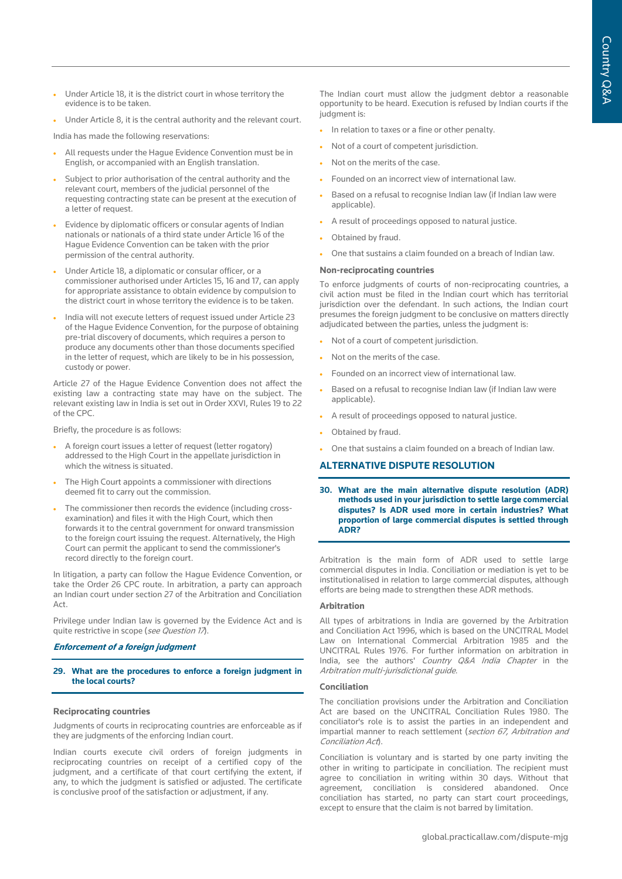- Under Article 18, it is the district court in whose territory the evidence is to be taken.
- Under Article 8, it is the central authority and the relevant court.

India has made the following reservations:

- All requests under the Hague Evidence Convention must be in English, or accompanied with an English translation.
- Subject to prior authorisation of the central authority and the relevant court, members of the judicial personnel of the requesting contracting state can be present at the execution of a letter of request.
- Evidence by diplomatic officers or consular agents of Indian nationals or nationals of a third state under Article 16 of the Hague Evidence Convention can be taken with the prior permission of the central authority.
- Under Article 18, a diplomatic or consular officer, or a commissioner authorised under Articles 15, 16 and 17, can apply for appropriate assistance to obtain evidence by compulsion to the district court in whose territory the evidence is to be taken.
- India will not execute letters of request issued under Article 23 of the Hague Evidence Convention, for the purpose of obtaining pre-trial discovery of documents, which requires a person to produce any documents other than those documents specified in the letter of request, which are likely to be in his possession, custody or power.

Article 27 of the Hague Evidence Convention does not affect the existing law a contracting state may have on the subject. The relevant existing law in India is set out in Order XXVI, Rules 19 to 22 of the CPC.

Briefly, the procedure is as follows:

- A foreign court issues a letter of request (letter rogatory) addressed to the High Court in the appellate jurisdiction in which the witness is situated.
- The High Court appoints a commissioner with directions deemed fit to carry out the commission.
- The commissioner then records the evidence (including cross-examination) and files it with the High Court, which then forwards it to the central government for onward transmission to the foreign court issuing the request. Alternatively, the High Court can permit the applicant to send the commissioner's record directly to the foreign court.

In litigation, a party can follow the Hague Evidence Convention, or take the Order 26 CPC route. In arbitration, a party can approach an Indian court under section 27 of the Arbitration and Conciliation Act.

Privilege under Indian law is governed by the Evidence Act and is quite restrictive in scope (*see Question 17*).

### *Enforcement of a foreign judgment*

**29. What are the procedures to enforce a foreign judgment in the local courts?**

#### Reciprocating countries

Judgments of courts in reciprocating countries are enforceable as if they are judgments of the enforcing Indian court.

Indian courts execute civil orders of foreign judgments in reciprocating countries on receipt of a certified copy of the judgment, and a certificate of that court certifying the extent, if any, to which the judgment is satisfied or adjusted. The certificate is conclusive proof of the satisfaction or adjustment, if any.

The Indian court must allow the judgment debtor a reasonable opportunity to be heard. Execution is refused by Indian courts if the judgment is:

- In relation to taxes or a fine or other penalty.
- Not of a court of competent jurisdiction.
- Not on the merits of the case.
- Founded on an incorrect view of international law.
- Based on a refusal to recognise Indian law (if Indian law were applicable).
- A result of proceedings opposed to natural justice.
- Obtained by fraud.
- One that sustains a claim founded on a breach of Indian law.

#### Non-reciprocating countries

To enforce judgments of courts of non-reciprocating countries, a civil action must be filed in the Indian court which has territorial jurisdiction over the defendant. In such actions, the Indian court presumes the foreign judgment to be conclusive on matters directly adjudicated between the parties, unless the judgment is:

- Not of a court of competent jurisdiction.
- Not on the merits of the case.
- Founded on an incorrect view of international law.
- Based on a refusal to recognise Indian law (if Indian law were applicable).
- A result of proceedings opposed to natural justice.
- Obtained by fraud.
- One that sustains a claim founded on a breach of Indian law.

## ALTERNATIVE DISPUTE RESOLUTION

**30. What are the main alternative dispute resolution (ADR) methods used in your jurisdiction to settle large commercial disputes? Is ADR used more in certain industries? What proportion of large commercial disputes is settled through ADR?**

Arbitration is the main form of ADR used to settle large commercial disputes in India. Conciliation or mediation is yet to be institutionalised in relation to large commercial disputes, although efforts are being made to strengthen these ADR methods.

#### Arbitration

All types of arbitrations in India are governed by the Arbitration and Conciliation Act 1996, which is based on the UNCITRAL Model Law on International Commercial Arbitration 1985 and the UNCITRAL Rules 1976. For further information on arbitration in India, see the authors' *Country Q&A India Chapter* in the *Arbitration multi-jurisdictional guide*.

#### Conciliation

The conciliation provisions under the Arbitration and Conciliation Act are based on the UNCITRAL Conciliation Rules 1980. The conciliator's role is to assist the parties in an independent and impartial manner to reach settlement (*section 67, Arbitration and Conciliation Act*).

Conciliation is voluntary and is started by one party inviting the other in writing to participate in conciliation. The recipient must agree to conciliation in writing within 30 days. Without that agreement, conciliation is considered abandoned. Once conciliation has started, no party can start court proceedings, except to ensure that the claim is not barred by limitation.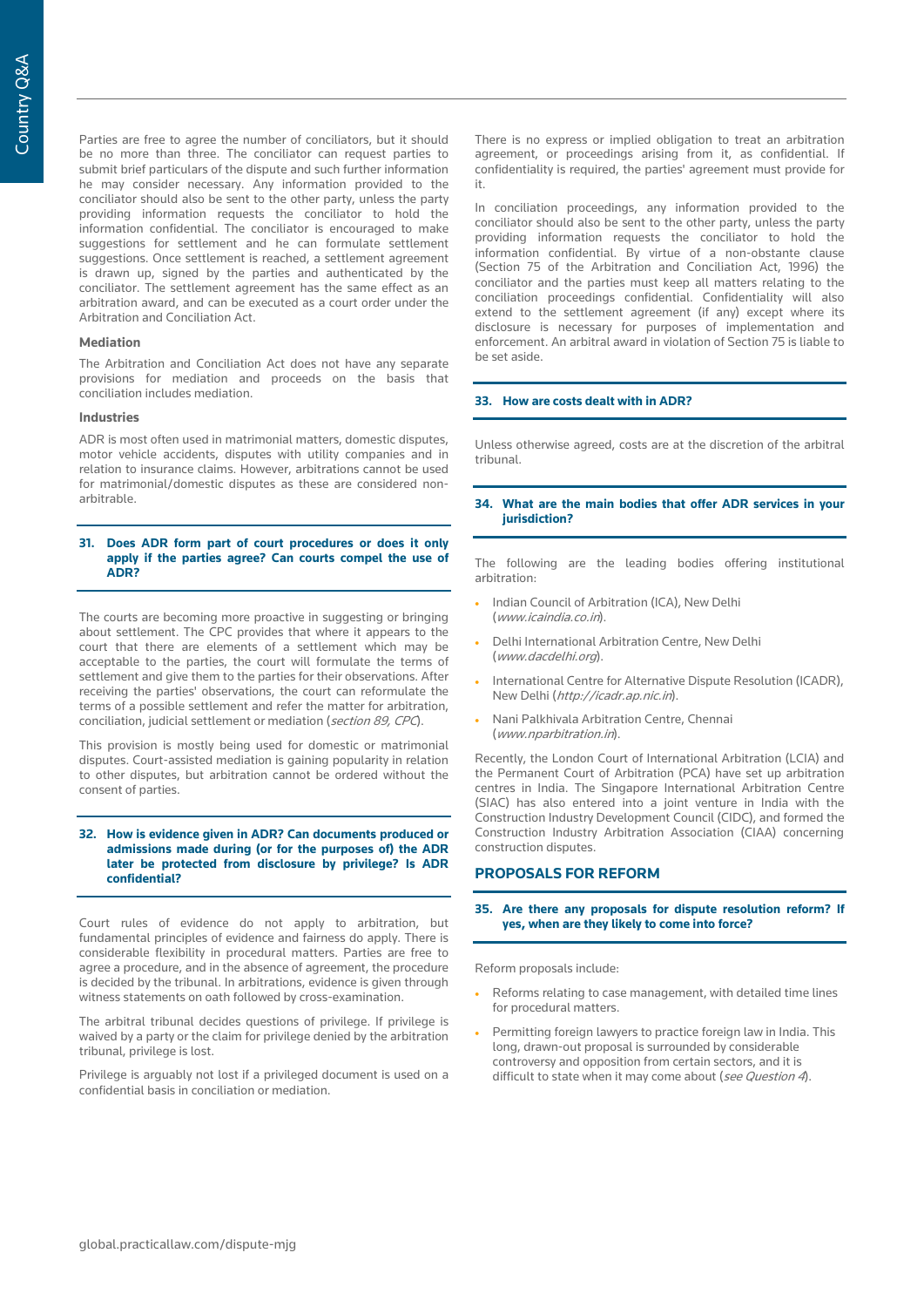Parties are free to agree the number of conciliators, but it should be no more than three. The conciliator can request parties to submit brief particulars of the dispute and such further information he may consider necessary. Any information provided to the conciliator should also be sent to the other party, unless the party providing information requests the conciliator to hold the information confidential. The conciliator is encouraged to make suggestions for settlement and he can formulate settlement suggestions. Once settlement is reached, a settlement agreement is drawn up, signed by the parties and authenticated by the conciliator. The settlement agreement has the same effect as an arbitration award, and can be executed as a court order under the Arbitration and Conciliation Act.

### Mediation

The Arbitration and Conciliation Act does not have any separate provisions for mediation and proceeds on the basis that conciliation includes mediation.

### Industries

ADR is most often used in matrimonial matters, domestic disputes, motor vehicle accidents, disputes with utility companies and in relation to insurance claims. However, arbitrations cannot be used for matrimonial/domestic disputes as these are considered non-arbitrable.

## 31. Does ADR form part of court procedures or does it only apply if the parties agree? Can courts compel the use of ADR?

The courts are becoming more proactive in suggesting or bringing about settlement. The CPC provides that where it appears to the court that there are elements of a settlement which may be acceptable to the parties, the court will formulate the terms of settlement and give them to the parties for their observations. After receiving the parties' observations, the court can reformulate the terms of a possible settlement and refer the matter for arbitration, conciliation, judicial settlement or mediation (*section 89, CPC*).

This provision is mostly being used for domestic or matrimonial disputes. Court-assisted mediation is gaining popularity in relation to other disputes, but arbitration cannot be ordered without the consent of parties.

## 32. How is evidence given in ADR? Can documents produced or admissions made during (or for the purposes of) the ADR later be protected from disclosure by privilege? Is ADR confidential?

Court rules of evidence do not apply to arbitration, but fundamental principles of evidence and fairness do apply. There is considerable flexibility in procedural matters. Parties are free to agree a procedure, and in the absence of agreement, the procedure is decided by the tribunal. In arbitrations, evidence is given through witness statements on oath followed by cross-examination.

The arbitral tribunal decides questions of privilege. If privilege is waived by a party or the claim for privilege denied by the arbitration tribunal, privilege is lost.

Privilege is arguably not lost if a privileged document is used on a confidential basis in conciliation or mediation.

There is no express or implied obligation to treat an arbitration agreement, or proceedings arising from it, as confidential. If confidentiality is required, the parties' agreement must provide for it.

In conciliation proceedings, any information provided to the conciliator should also be sent to the other party, unless the party providing information requests the conciliator to hold the information confidential. By virtue of a non-obstante clause (Section 75 of the Arbitration and Conciliation Act, 1996) the conciliator and the parties must keep all matters relating to the conciliation proceedings confidential. Confidentiality will also extend to the settlement agreement (if any) except where its disclosure is necessary for purposes of implementation and enforcement. An arbitral award in violation of Section 75 is liable to be set aside.

## 33. How are costs dealt with in ADR?

Unless otherwise agreed, costs are at the discretion of the arbitral tribunal.

## 34. What are the main bodies that offer ADR services in your jurisdiction?

The following are the leading bodies offering institutional arbitration:

- Indian Council of Arbitration (ICA), New Delhi (*www.icaindia.co.in*).
- Delhi International Arbitration Centre, New Delhi (*www.dacdelhi.org*).
- International Centre for Alternative Dispute Resolution (ICADR), New Delhi (*http://icadr.ap.nic.in*).
- Nani Palkhivala Arbitration Centre, Chennai (*www.nparbitration.in*).

Recently, the London Court of International Arbitration (LCIA) and the Permanent Court of Arbitration (PCA) have set up arbitration centres in India. The Singapore International Arbitration Centre (SIAC) has also entered into a joint venture in India with the Construction Industry Development Council (CIDC), and formed the Construction Industry Arbitration Association (CIAA) concerning construction disputes.

# PROPOSALS FOR REFORM

## 35. Are there any proposals for dispute resolution reform? If yes, when are they likely to come into force?

Reform proposals include:

- Reforms relating to case management, with detailed time lines for procedural matters.
- Permitting foreign lawyers to practice foreign law in India. This long, drawn-out proposal is surrounded by considerable controversy and opposition from certain sectors, and it is difficult to state when it may come about (*see Question 4*).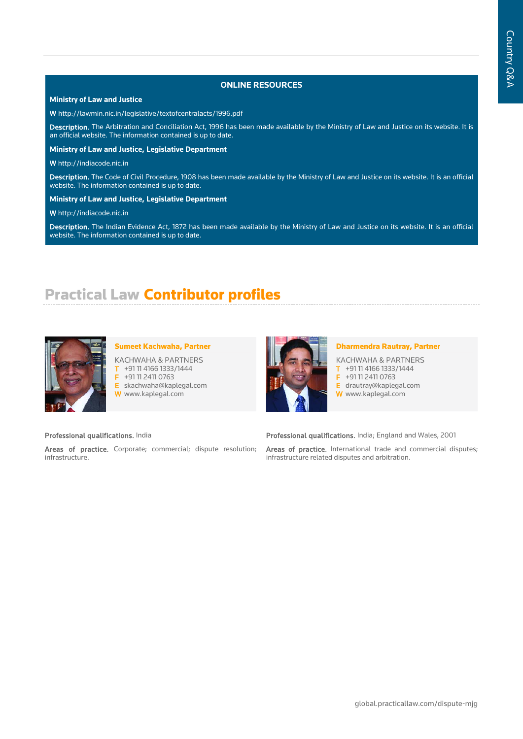## ONLINE RESOURCES

**Ministry of Law and Justice**

**W** http://lawmin.nic.in/legislative/textofcentralacts/1996.pdf

**Description.** The Arbitration and Conciliation Act, 1996 has been made available by the Ministry of Law and Justice on its website. It is an official website. The information contained is up to date.

**Ministry of Law and Justice, Legislative Department**

**W** http://indiacode.nic.in

**Description.** The Code of Civil Procedure, 1908 has been made available by the Ministry of Law and Justice on its website. It is an official website. The information contained is up to date.

**Ministry of Law and Justice, Legislative Department**

**W** http://indiacode.nic.in

**Description.** The Indian Evidence Act, 1872 has been made available by the Ministry of Law and Justice on its website. It is an official website. The information contained is up to date.

# Practical Law Contributor profiles

### Sumeet Kachwaha, Partner

KACHWAHA & PARTNERS
T +91 11 4166 1333/1444
F +91 11 2411 0763
E skachwaha@kaplegal.com
W www.kaplegal.com

**Professional qualifications.** India

**Areas of practice.** Corporate; commercial; dispute resolution; infrastructure.

### Dharmendra Rautray, Partner

KACHWAHA & PARTNERS
T +91 11 4166 1333/1444
F +91 11 2411 0763
E drautray@kaplegal.com
W www.kaplegal.com

**Professional qualifications.** India; England and Wales, 2001

**Areas of practice.** International trade and commercial disputes; infrastructure related disputes and arbitration.